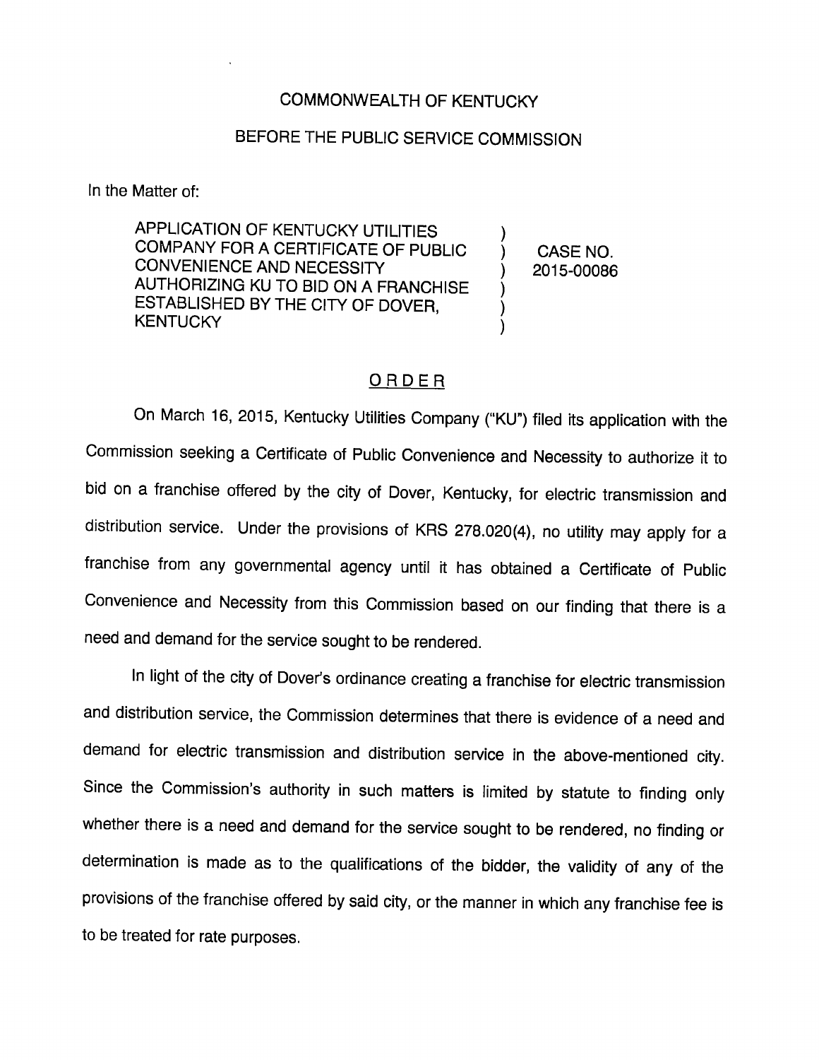COMMONWEALTH OF KENTUCKY

BEFORE THE PUBLIC SERVICE COMMISSION

In the Matter of:

| | | |
|---|---|---|
| APPLICATION OF KENTUCKY UTILITIES COMPANY FOR A CERTIFICATE OF PUBLIC CONVENIENCE AND NECESSITY AUTHORIZING KU TO BID ON A FRANCHISE ESTABLISHED BY THE CITY OF DOVER, KENTUCKY | ) | CASE NO. 2015-00086 |

## ORDER

On March 16, 2015, Kentucky Utilities Company ("KU") filed its application with the Commission seeking a Certificate of Public Convenience and Necessity to authorize it to bid on a franchise offered by the city of Dover, Kentucky, for electric transmission and distribution service. Under the provisions of KRS 278.020(4), no utility may apply for a franchise from any governmental agency until it has obtained a Certificate of Public Convenience and Necessity from this Commission based on our finding that there is a need and demand for the service sought to be rendered.

In light of the city of Dover's ordinance creating a franchise for electric transmission and distribution service, the Commission determines that there is evidence of a need and demand for electric transmission and distribution service in the above-mentioned city. Since the Commission's authority in such matters is limited by statute to finding only whether there is a need and demand for the service sought to be rendered, no finding or determination is made as to the qualifications of the bidder, the validity of any of the provisions of the franchise offered by said city, or the manner in which any franchise fee is to be treated for rate purposes.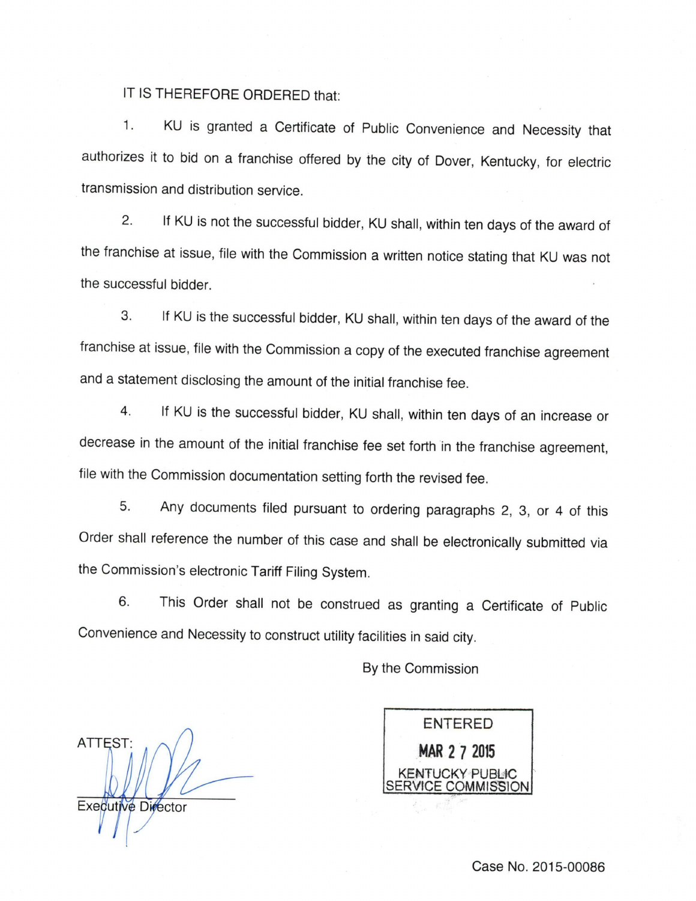IT IS THEREFORE ORDERED that:

1. KU is granted a Certificate of Public Convenience and Necessity that authorizes it to bid on a franchise offered by the city of Dover, Kentucky, for electric transmission and distribution service.

2. If KU is not the successful bidder, KU shall, within ten days of the award of the franchise at issue, file with the Commission a written notice stating that KU was not the successful bidder.

3. If KU is the successful bidder, KU shall, within ten days of the award of the franchise at issue, file with the Commission a copy of the executed franchise agreement and a statement disclosing the amount of the initial franchise fee.

4. If KU is the successful bidder, KU shall, within ten days of an increase or decrease in the amount of the initial franchise fee set forth in the franchise agreement, file with the Commission documentation setting forth the revised fee.

5. Any documents filed pursuant to ordering paragraphs 2, 3, or 4 of this Order shall reference the number of this case and shall be electronically submitted via the Commission's electronic Tariff Filing System.

6. This Order shall not be construed as granting a Certificate of Public Convenience and Necessity to construct utility facilities in said city.

By the Commission

ENTERED
MAR 27 2015
KENTUCKY PUBLIC SERVICE COMMISSION

ATTEST:

Executive Director

Case No. 2015-00086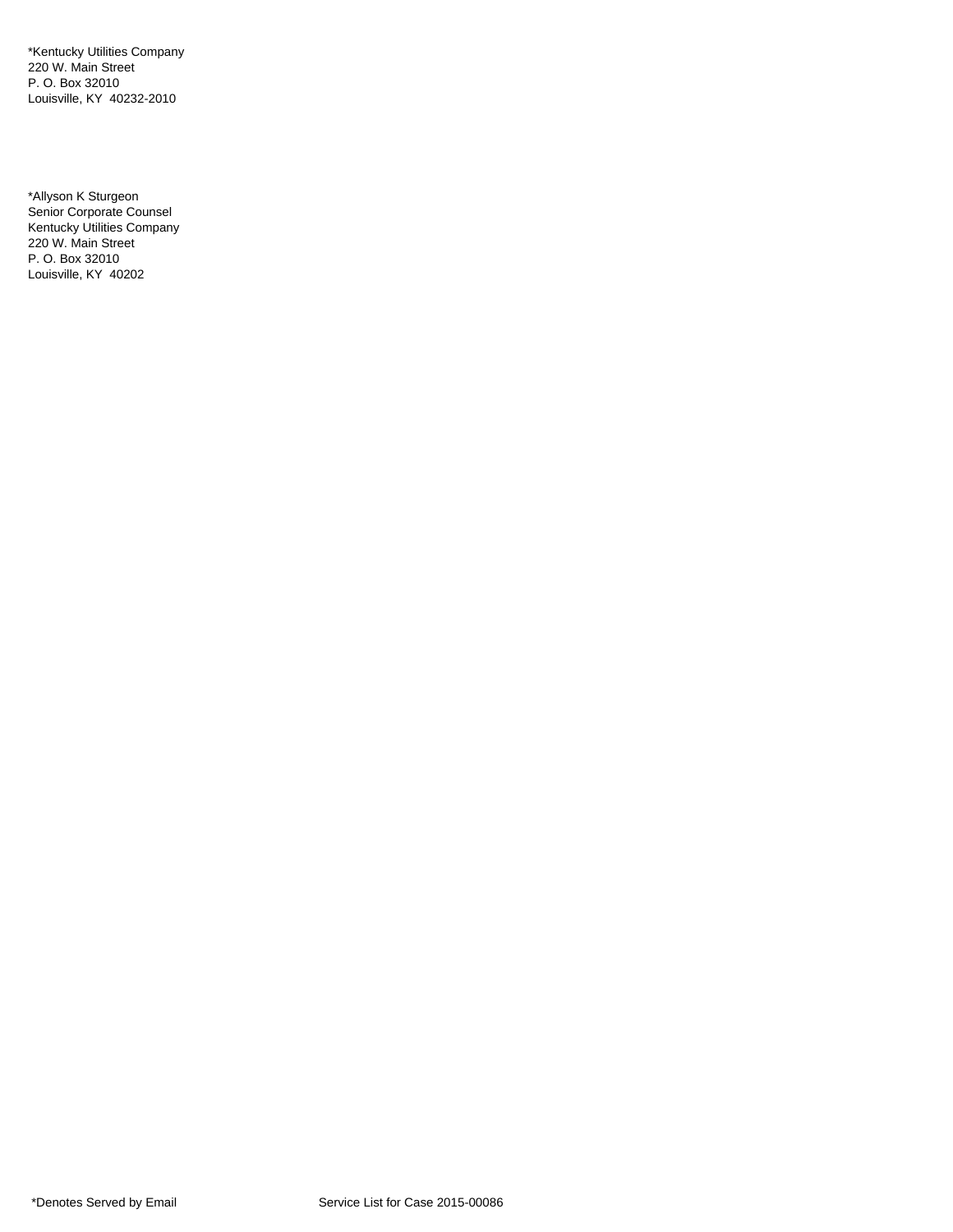*Kentucky Utilities Company
220 W. Main Street
P. O. Box 32010
Louisville, KY 40232-2010

*Allyson K Sturgeon
Senior Corporate Counsel
Kentucky Utilities Company
220 W. Main Street
P. O. Box 32010
Louisville, KY 40202